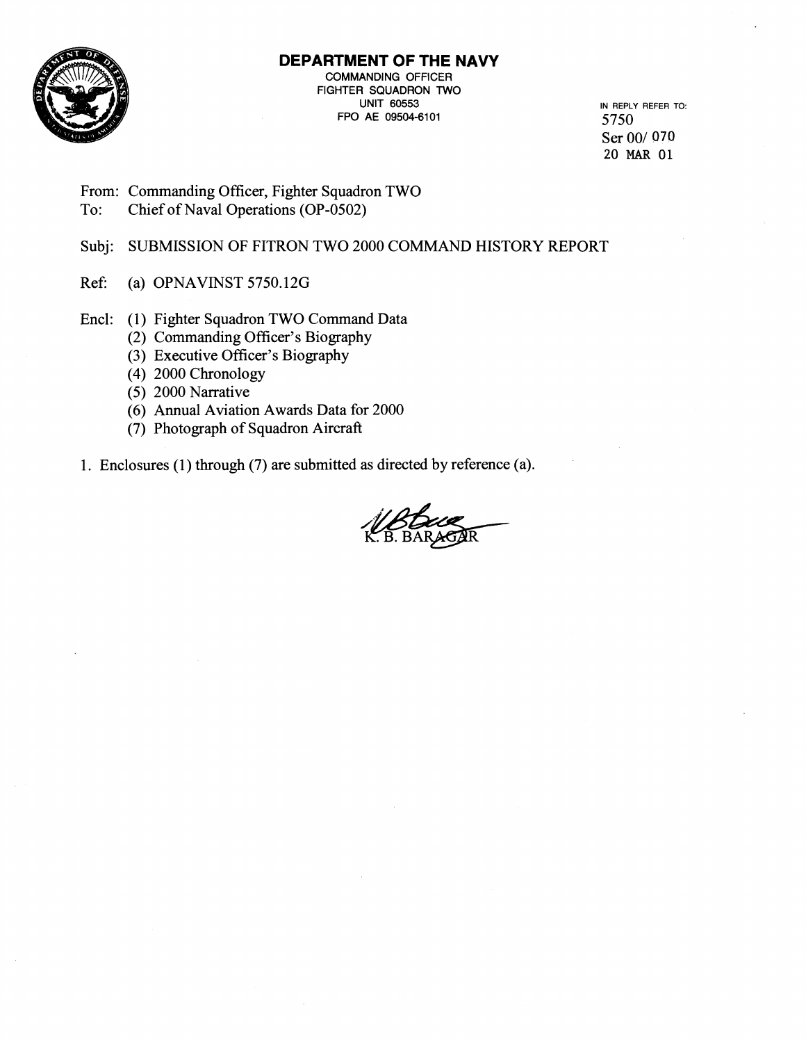# DEPARTMENT OF THE NAVY

COMMANDING OFFICER
FIGHTER SQUADRON TWO
UNIT 60553
FPO AE 09504-6101

IN REPLY REFER TO:
5750
Ser 00/ 070
20 MAR 01

From: Commanding Officer, Fighter Squadron TWO
To: Chief of Naval Operations (OP-0502)

Subj: SUBMISSION OF FITRON TWO 2000 COMMAND HISTORY REPORT

Ref: (a) OPNAVINST 5750.12G

Encl: (1) Fighter Squadron TWO Command Data
(2) Commanding Officer's Biography
(3) Executive Officer's Biography
(4) 2000 Chronology
(5) 2000 Narrative
(6) Annual Aviation Awards Data for 2000
(7) Photograph of Squadron Aircraft

1. Enclosures (1) through (7) are submitted as directed by reference (a).

K. B. BARAGAR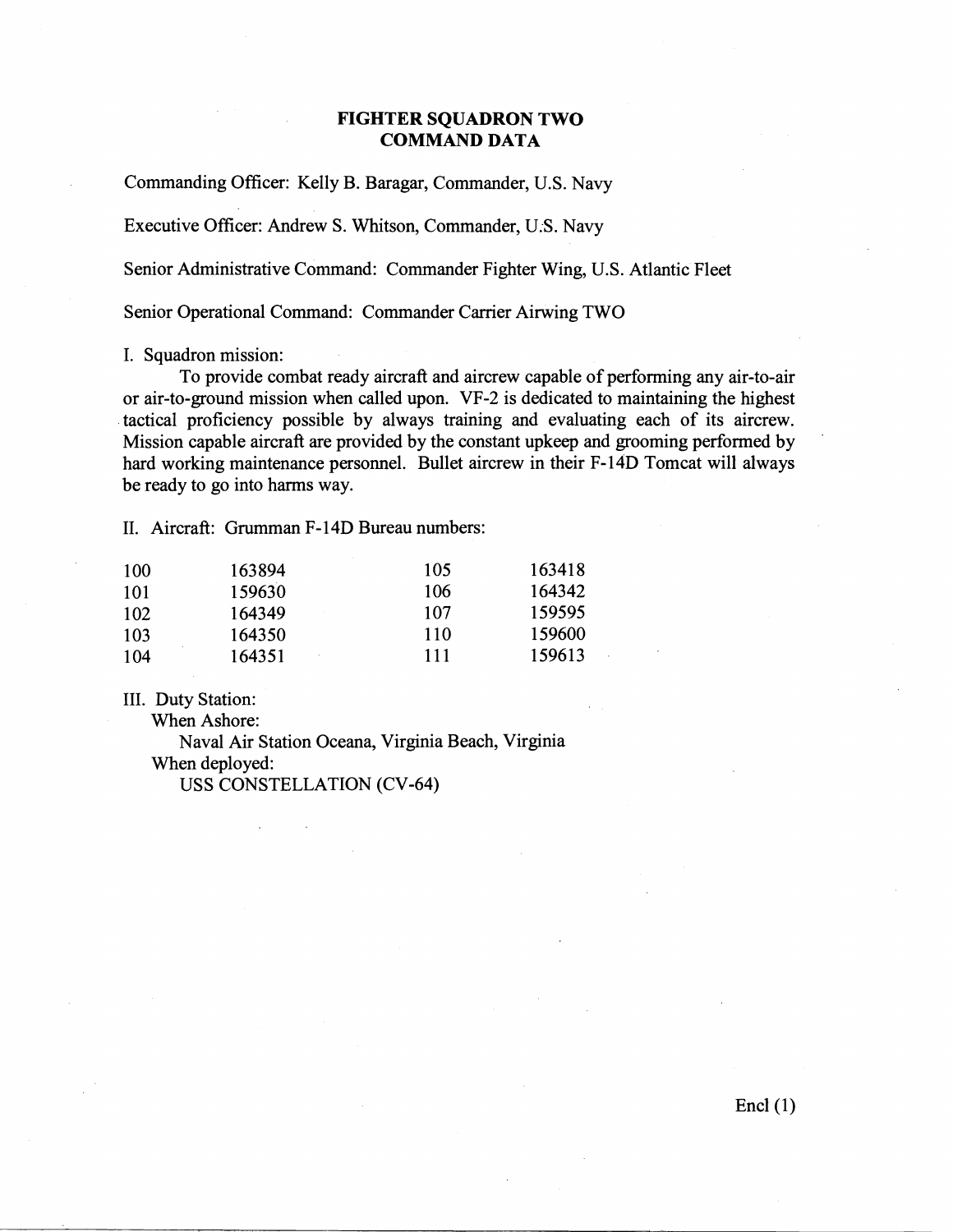# FIGHTER SQUADRON TWO
# COMMAND DATA

Commanding Officer: Kelly B. Baragar, Commander, U.S. Navy

Executive Officer: Andrew S. Whitson, Commander, U.S. Navy

Senior Administrative Command: Commander Fighter Wing, U.S. Atlantic Fleet

Senior Operational Command: Commander Carrier Airwing TWO

I. Squadron mission:

To provide combat ready aircraft and aircrew capable of performing any air-to-air or air-to-ground mission when called upon. VF-2 is dedicated to maintaining the highest tactical proficiency possible by always training and evaluating each of its aircrew. Mission capable aircraft are provided by the constant upkeep and grooming performed by hard working maintenance personnel. Bullet aircrew in their F-14D Tomcat will always be ready to go into harms way.

II. Aircraft: Grumman F-14D Bureau numbers:

| | | | |
|---|---|---|---|
| 100 | 163894 | 105 | 163418 |
| 101 | 159630 | 106 | 164342 |
| 102 | 164349 | 107 | 159595 |
| 103 | 164350 | 110 | 159600 |
| 104 | 164351 | 111 | 159613 |

III. Duty Station:

When Ashore:

Naval Air Station Oceana, Virginia Beach, Virginia

When deployed:

USS CONSTELLATION (CV-64)

Encl (1)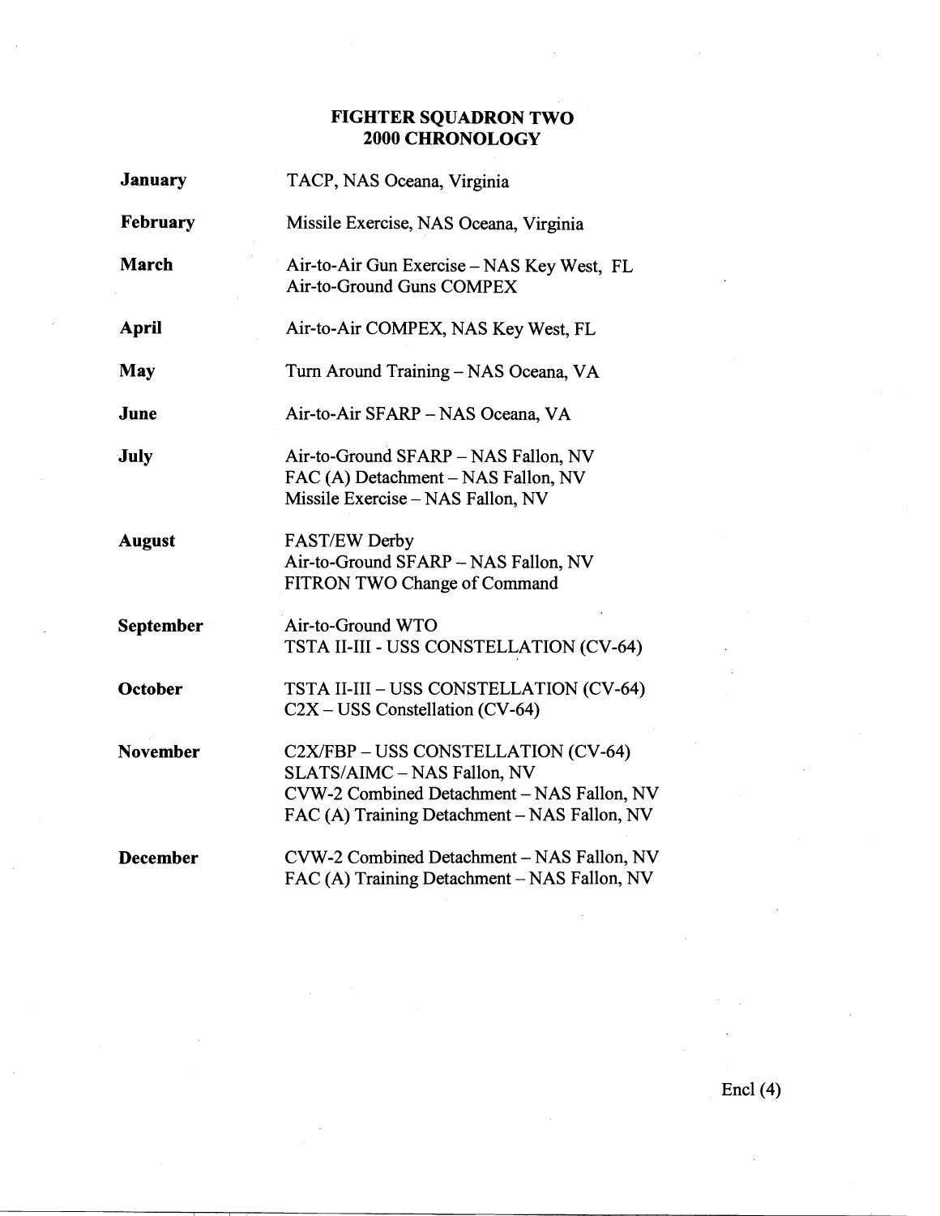# FIGHTER SQUADRON TWO
# 2000 CHRONOLOGY

| | |
|---|---|
| **January** | TACP, NAS Oceana, Virginia |
| **February** | Missile Exercise, NAS Oceana, Virginia |
| **March** | Air-to-Air Gun Exercise – NAS Key West, FL<br>Air-to-Ground Guns COMPEX |
| **April** | Air-to-Air COMPEX, NAS Key West, FL |
| **May** | Turn Around Training – NAS Oceana, VA |
| **June** | Air-to-Air SFARP – NAS Oceana, VA |
| **July** | Air-to-Ground SFARP – NAS Fallon, NV<br>FAC (A) Detachment – NAS Fallon, NV<br>Missile Exercise – NAS Fallon, NV |
| **August** | FAST/EW Derby<br>Air-to-Ground SFARP – NAS Fallon, NV<br>FITRON TWO Change of Command |
| **September** | Air-to-Ground WTO<br>TSTA II-III - USS CONSTELLATION (CV-64) |
| **October** | TSTA II-III – USS CONSTELLATION (CV-64)<br>C2X – USS Constellation (CV-64) |
| **November** | C2X/FBP – USS CONSTELLATION (CV-64)<br>SLATS/AIMC – NAS Fallon, NV<br>CVW-2 Combined Detachment – NAS Fallon, NV<br>FAC (A) Training Detachment – NAS Fallon, NV |
| **December** | CVW-2 Combined Detachment – NAS Fallon, NV<br>FAC (A) Training Detachment – NAS Fallon, NV |

Encl (4)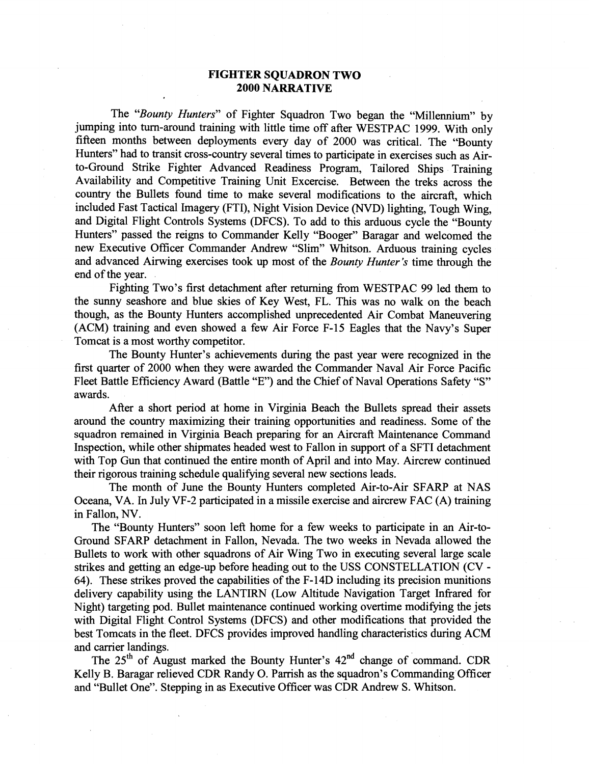# FIGHTER SQUADRON TWO
## 2000 NARRATIVE

The "*Bounty Hunters*" of Fighter Squadron Two began the "Millennium" by jumping into turn-around training with little time off after WESTPAC 1999. With only fifteen months between deployments every day of 2000 was critical. The "Bounty Hunters" had to transit cross-country several times to participate in exercises such as Air-to-Ground Strike Fighter Advanced Readiness Program, Tailored Ships Training Availability and Competitive Training Unit Excercise. Between the treks across the country the Bullets found time to make several modifications to the aircraft, which included Fast Tactical Imagery (FTI), Night Vision Device (NVD) lighting, Tough Wing, and Digital Flight Controls Systems (DFCS). To add to this arduous cycle the "Bounty Hunters" passed the reigns to Commander Kelly "Booger" Baragar and welcomed the new Executive Officer Commander Andrew "Slim" Whitson. Arduous training cycles and advanced Airwing exercises took up most of the *Bounty Hunter's* time through the end of the year.

Fighting Two's first detachment after returning from WESTPAC 99 led them to the sunny seashore and blue skies of Key West, FL. This was no walk on the beach though, as the Bounty Hunters accomplished unprecedented Air Combat Maneuvering (ACM) training and even showed a few Air Force F-15 Eagles that the Navy's Super Tomcat is a most worthy competitor.

The Bounty Hunter's achievements during the past year were recognized in the first quarter of 2000 when they were awarded the Commander Naval Air Force Pacific Fleet Battle Efficiency Award (Battle "E") and the Chief of Naval Operations Safety "S" awards.

After a short period at home in Virginia Beach the Bullets spread their assets around the country maximizing their training opportunities and readiness. Some of the squadron remained in Virginia Beach preparing for an Aircraft Maintenance Command Inspection, while other shipmates headed west to Fallon in support of a SFTI detachment with Top Gun that continued the entire month of April and into May. Aircrew continued their rigorous training schedule qualifying several new sections leads.

The month of June the Bounty Hunters completed Air-to-Air SFARP at NAS Oceana, VA. In July VF-2 participated in a missile exercise and aircrew FAC (A) training in Fallon, NV.

The "Bounty Hunters" soon left home for a few weeks to participate in an Air-to-Ground SFARP detachment in Fallon, Nevada. The two weeks in Nevada allowed the Bullets to work with other squadrons of Air Wing Two in executing several large scale strikes and getting an edge-up before heading out to the USS CONSTELLATION (CV - 64). These strikes proved the capabilities of the F-14D including its precision munitions delivery capability using the LANTIRN (Low Altitude Navigation Target Infrared for Night) targeting pod. Bullet maintenance continued working overtime modifying the jets with Digital Flight Control Systems (DFCS) and other modifications that provided the best Tomcats in the fleet. DFCS provides improved handling characteristics during ACM and carrier landings.

The 25th of August marked the Bounty Hunter's 42nd change of command. CDR Kelly B. Baragar relieved CDR Randy O. Parrish as the squadron's Commanding Officer and "Bullet One". Stepping in as Executive Officer was CDR Andrew S. Whitson.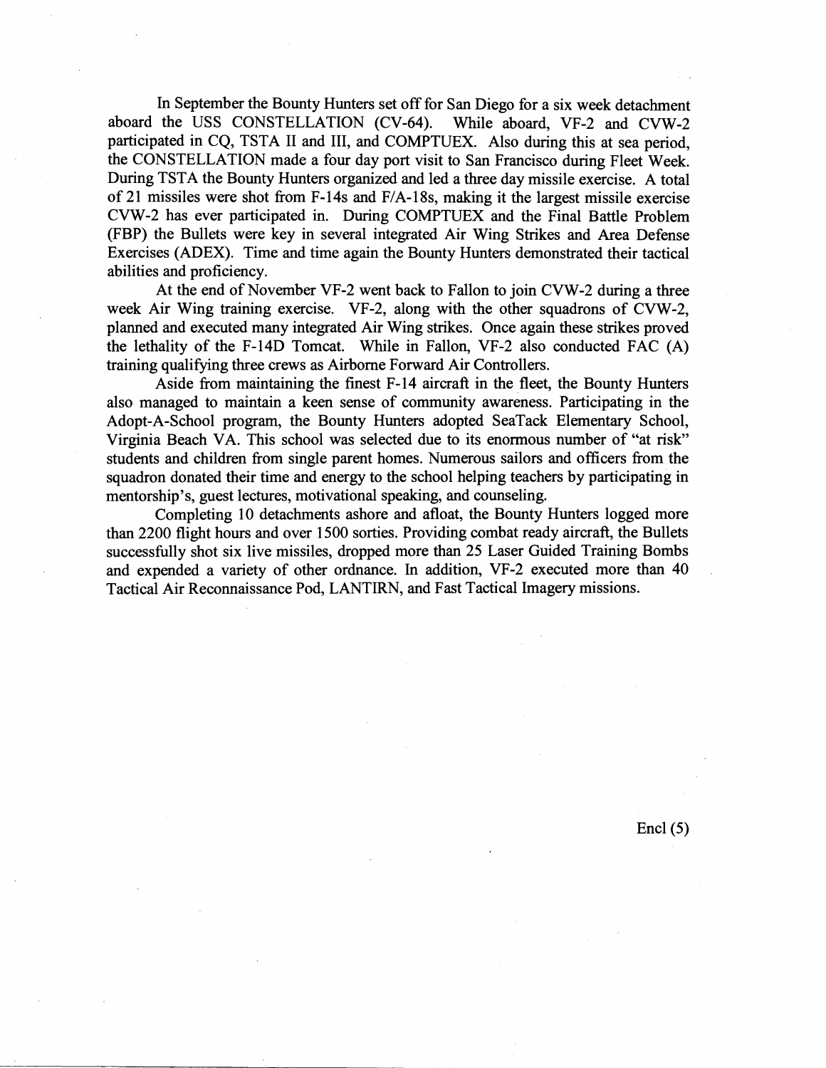In September the Bounty Hunters set off for San Diego for a six week detachment aboard the USS CONSTELLATION (CV-64). While aboard, VF-2 and CVW-2 participated in CQ, TSTA II and III, and COMPTUEX. Also during this at sea period, the CONSTELLATION made a four day port visit to San Francisco during Fleet Week. During TSTA the Bounty Hunters organized and led a three day missile exercise. A total of 21 missiles were shot from F-14s and F/A-18s, making it the largest missile exercise CVW-2 has ever participated in. During COMPTUEX and the Final Battle Problem (FBP) the Bullets were key in several integrated Air Wing Strikes and Area Defense Exercises (ADEX). Time and time again the Bounty Hunters demonstrated their tactical abilities and proficiency.

At the end of November VF-2 went back to Fallon to join CVW-2 during a three week Air Wing training exercise. VF-2, along with the other squadrons of CVW-2, planned and executed many integrated Air Wing strikes. Once again these strikes proved the lethality of the F-14D Tomcat. While in Fallon, VF-2 also conducted FAC (A) training qualifying three crews as Airborne Forward Air Controllers.

Aside from maintaining the finest F-14 aircraft in the fleet, the Bounty Hunters also managed to maintain a keen sense of community awareness. Participating in the Adopt-A-School program, the Bounty Hunters adopted SeaTack Elementary School, Virginia Beach VA. This school was selected due to its enormous number of "at risk" students and children from single parent homes. Numerous sailors and officers from the squadron donated their time and energy to the school helping teachers by participating in mentorship's, guest lectures, motivational speaking, and counseling.

Completing 10 detachments ashore and afloat, the Bounty Hunters logged more than 2200 flight hours and over 1500 sorties. Providing combat ready aircraft, the Bullets successfully shot six live missiles, dropped more than 25 Laser Guided Training Bombs and expended a variety of other ordnance. In addition, VF-2 executed more than 40 Tactical Air Reconnaissance Pod, LANTIRN, and Fast Tactical Imagery missions.

Encl (5)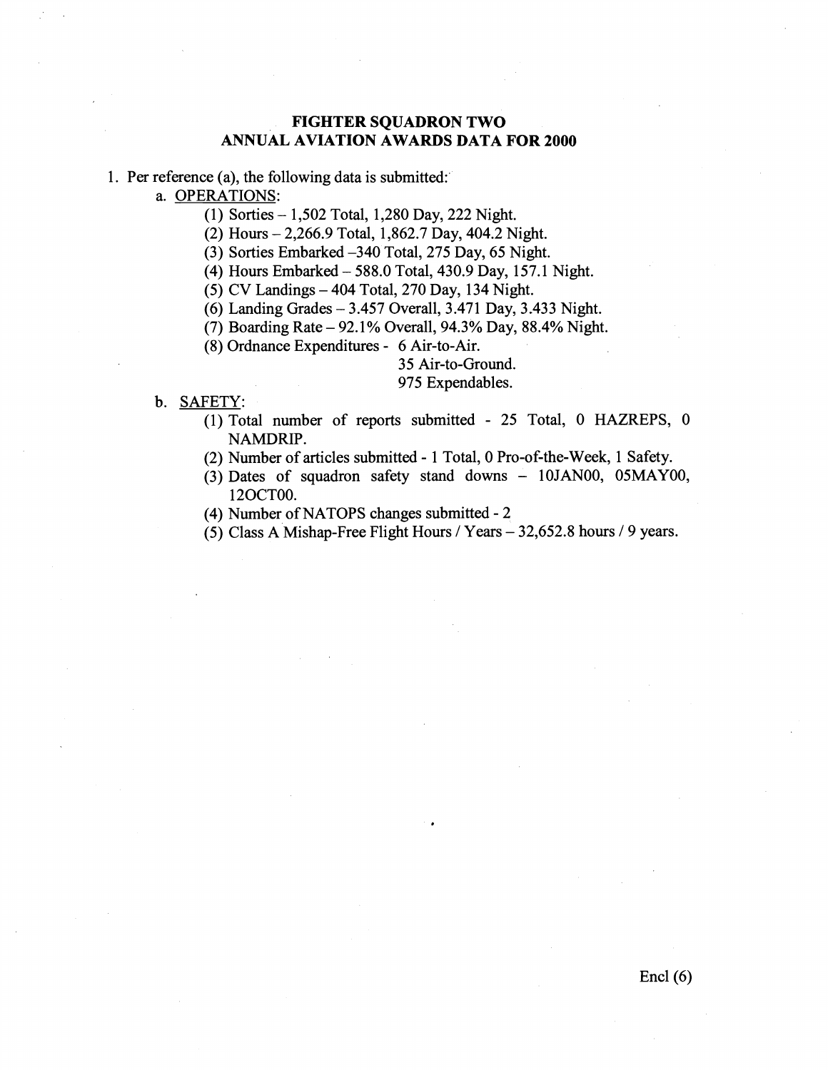**FIGHTER SQUADRON TWO**
**ANNUAL AVIATION AWARDS DATA FOR 2000**

1. Per reference (a), the following data is submitted:
   a. OPERATIONS:
      (1) Sorties – 1,502 Total, 1,280 Day, 222 Night.
      (2) Hours – 2,266.9 Total, 1,862.7 Day, 404.2 Night.
      (3) Sorties Embarked –340 Total, 275 Day, 65 Night.
      (4) Hours Embarked – 588.0 Total, 430.9 Day, 157.1 Night.
      (5) CV Landings – 404 Total, 270 Day, 134 Night.
      (6) Landing Grades – 3.457 Overall, 3.471 Day, 3.433 Night.
      (7) Boarding Rate – 92.1% Overall, 94.3% Day, 88.4% Night.
      (8) Ordnance Expenditures - 6 Air-to-Air.
          35 Air-to-Ground.
          975 Expendables.
   b. SAFETY:
      (1) Total number of reports submitted - 25 Total, 0 HAZREPS, 0 NAMDRIP.
      (2) Number of articles submitted - 1 Total, 0 Pro-of-the-Week, 1 Safety.
      (3) Dates of squadron safety stand downs – 10JAN00, 05MAY00, 12OCT00.
      (4) Number of NATOPS changes submitted - 2
      (5) Class A Mishap-Free Flight Hours / Years – 32,652.8 hours / 9 years.

Encl (6)